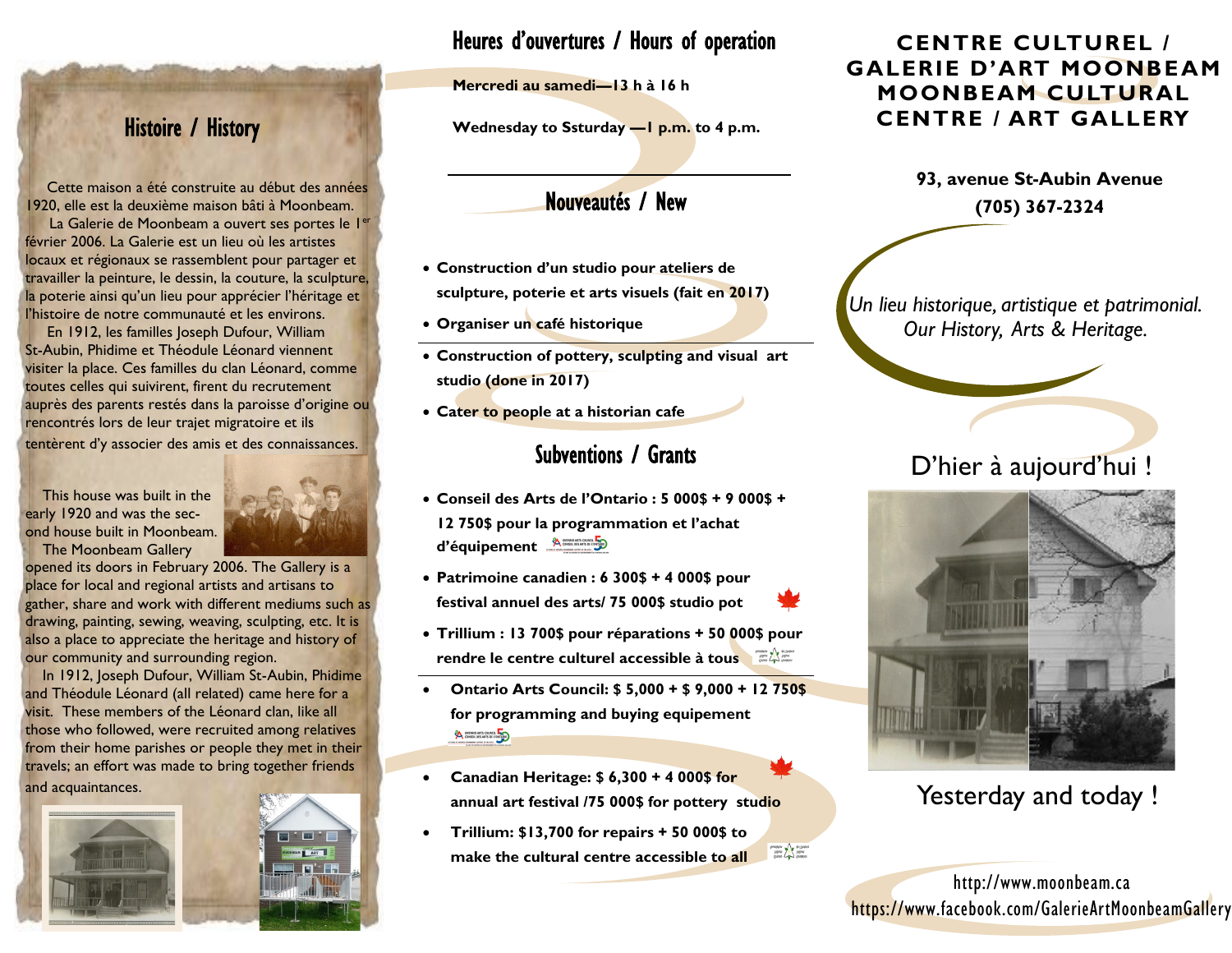# Centre Culturel / Galerie d'art Moonbeam
# Moonbeam Cultural Centre / Art Gallery

**93, avenue St-Aubin Avenue**
**(705) 367-2324**

*Un lieu historique, artistique et patrimonial.*
*Our History, Arts & Heritage.*

D'hier à aujourd'hui !

Yesterday and today !

http://www.moonbeam.ca
https://www.facebook.com/GalerieArtMoonbeamGallery

## Histoire / History

Cette maison a été construite au début des années 1920, elle est la deuxième maison bâti à Moonbeam.

La Galerie de Moonbeam a ouvert ses portes le 1er février 2006. La Galerie est un lieu où les artistes locaux et régionaux se rassemblent pour partager et travailler la peinture, le dessin, la couture, la sculpture, la poterie ainsi qu'un lieu pour apprécier l'héritage et l'histoire de notre communauté et les environs.

En 1912, les familles Joseph Dufour, William St-Aubin, Phidime et Théodule Léonard viennent visiter la place. Ces familles du clan Léonard, comme toutes celles qui suivirent, firent du recrutement auprès des parents restés dans la paroisse d'origine ou rencontrés lors de leur trajet migratoire et ils tentèrent d'y associer des amis et des connaissances.

This house was built in the early 1920 and was the second house built in Moonbeam.

The Moonbeam Gallery opened its doors in February 2006. The Gallery is a place for local and regional artists and artisans to gather, share and work with different mediums such as drawing, painting, sewing, weaving, sculpting, etc. It is also a place to appreciate the heritage and history of our community and surrounding region.

In 1912, Joseph Dufour, William St-Aubin, Phidime and Théodule Léonard (all related) came here for a visit. These members of the Léonard clan, like all those who followed, were recruited among relatives from their home parishes or people they met in their travels; an effort was made to bring together friends and acquaintances.

## Heures d'ouvertures / Hours of operation

**Mercredi au samedi—13 h à 16 h**

**Wednesday to Ssturday —1 p.m. to 4 p.m.**

## Nouveautés / New

- **Construction d'un studio pour ateliers de sculpture, poterie et arts visuels (fait en 2017)**
- **Organiser un café historique**

- **Construction of pottery, sculpting and visual art studio (done in 2017)**
- **Cater to people at a historian cafe**

## Subventions / Grants

- **Conseil des Arts de l'Ontario : 5 000$ + 9 000$ + 12 750$ pour la programmation et l'achat d'équipement**
- **Patrimoine canadien : 6 300$ + 4 000$ pour festival annuel des arts/ 75 000$ studio pot**
- **Trillium : 13 700$ pour réparations + 50 000$ pour rendre le centre culturel accessible à tous**

- **Ontario Arts Council: $ 5,000 + $ 9,000 + 12 750$ for programming and buying equipement**
- **Canadian Heritage: $ 6,300 + 4 000$ for annual art festival /75 000$ for pottery studio**
- **Trillium: $13,700 for repairs + 50 000$ to make the cultural centre accessible to all**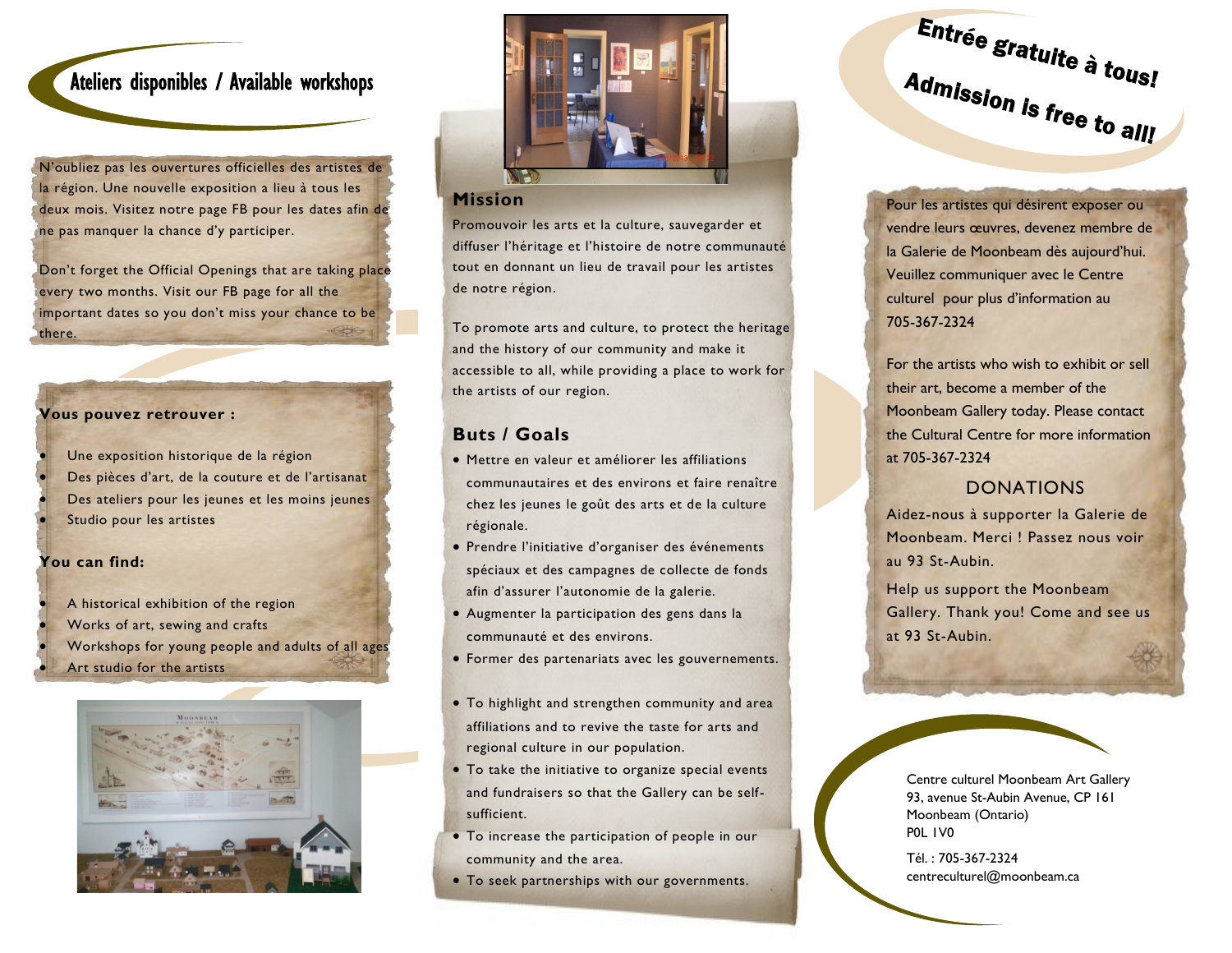## Ateliers disponibles / Available workshops

N'oubliez pas les ouvertures officielles des artistes de la région. Une nouvelle exposition a lieu à tous les deux mois. Visitez notre page FB pour les dates afin de ne pas manquer la chance d'y participer.

Don't forget the Official Openings that are taking place every two months. Visit our FB page for all the important dates so you don't miss your chance to be there.

**Vous pouvez retrouver :**

- Une exposition historique de la région
- Des pièces d'art, de la couture et de l'artisanat
- Des ateliers pour les jeunes et les moins jeunes
- Studio pour les artistes

**You can find:**

- A historical exhibition of the region
- Works of art, sewing and crafts
- Workshops for young people and adults of all ages
- Art studio for the artists

## Mission

Promouvoir les arts et la culture, sauvegarder et diffuser l'héritage et l'histoire de notre communauté tout en donnant un lieu de travail pour les artistes de notre région.

To promote arts and culture, to protect the heritage and the history of our community and make it accessible to all, while providing a place to work for the artists of our region.

## Buts / Goals

- Mettre en valeur et améliorer les affiliations communautaires et des environs et faire renaître chez les jeunes le goût des arts et de la culture régionale.
- Prendre l'initiative d'organiser des événements spéciaux et des campagnes de collecte de fonds afin d'assurer l'autonomie de la galerie.
- Augmenter la participation des gens dans la communauté et des environs.
- Former des partenariats avec les gouvernements.

- To highlight and strengthen community and area affiliations and to revive the taste for arts and regional culture in our population.
- To take the initiative to organize special events and fundraisers so that the Gallery can be self-sufficient.
- To increase the participation of people in our community and the area.
- To seek partnerships with our governments.

**Entrée gratuite à tous!**

**Admission is free to all!**

Pour les artistes qui désirent exposer ou vendre leurs œuvres, devenez membre de la Galerie de Moonbeam dès aujourd'hui. Veuillez communiquer avec le Centre culturel pour plus d'information au 705-367-2324

For the artists who wish to exhibit or sell their art, become a member of the Moonbeam Gallery today. Please contact the Cultural Centre for more information at 705-367-2324

### DONATIONS

Aidez-nous à supporter la Galerie de Moonbeam. Merci ! Passez nous voir au 93 St-Aubin.

Help us support the Moonbeam Gallery. Thank you! Come and see us at 93 St-Aubin.

Centre culturel Moonbeam Art Gallery
93, avenue St-Aubin Avenue, CP 161
Moonbeam (Ontario)
P0L 1V0

Tél. : 705-367-2324
centreculturel@moonbeam.ca